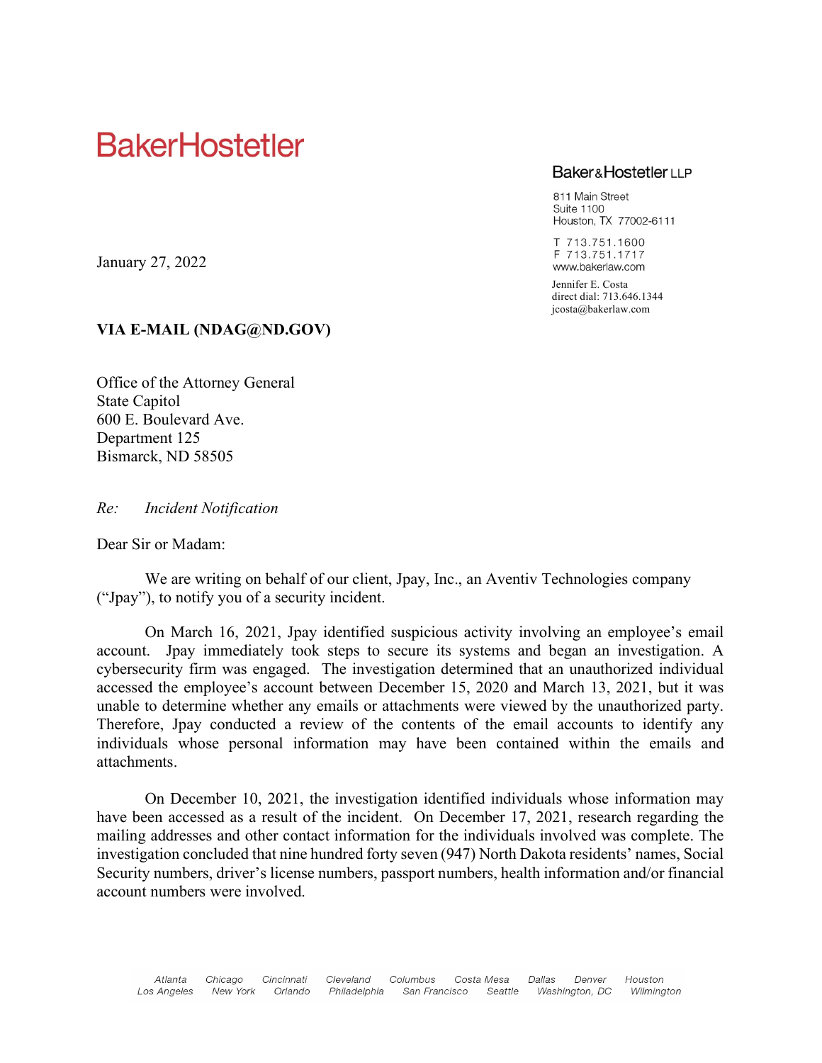BakerHostetler

Baker&Hostetler LLP

811 Main Street
Suite 1100
Houston, TX 77002-6111

T 713.751.1600
F 713.751.1717
www.bakerlaw.com

Jennifer E. Costa
direct dial: 713.646.1344
jcosta@bakerlaw.com

January 27, 2022

**VIA E-MAIL (NDAG@ND.GOV)**

Office of the Attorney General
State Capitol
600 E. Boulevard Ave.
Department 125
Bismarck, ND 58505

*Re: Incident Notification*

Dear Sir or Madam:

We are writing on behalf of our client, Jpay, Inc., an Aventiv Technologies company ("Jpay"), to notify you of a security incident.

On March 16, 2021, Jpay identified suspicious activity involving an employee's email account. Jpay immediately took steps to secure its systems and began an investigation. A cybersecurity firm was engaged. The investigation determined that an unauthorized individual accessed the employee's account between December 15, 2020 and March 13, 2021, but it was unable to determine whether any emails or attachments were viewed by the unauthorized party. Therefore, Jpay conducted a review of the contents of the email accounts to identify any individuals whose personal information may have been contained within the emails and attachments.

On December 10, 2021, the investigation identified individuals whose information may have been accessed as a result of the incident. On December 17, 2021, research regarding the mailing addresses and other contact information for the individuals involved was complete. The investigation concluded that nine hundred forty seven (947) North Dakota residents' names, Social Security numbers, driver's license numbers, passport numbers, health information and/or financial account numbers were involved.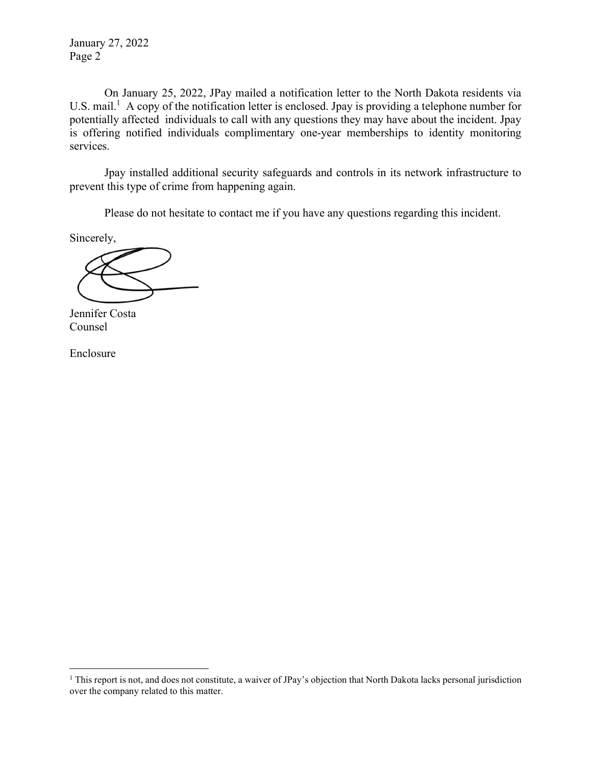On January 25, 2022, JPay mailed a notification letter to the North Dakota residents via U.S. mail.[1] A copy of the notification letter is enclosed. Jpay is providing a telephone number for potentially affected individuals to call with any questions they may have about the incident. Jpay is offering notified individuals complimentary one-year memberships to identity monitoring services.

Jpay installed additional security safeguards and controls in its network infrastructure to prevent this type of crime from happening again.

Please do not hesitate to contact me if you have any questions regarding this incident.

Sincerely,

Jennifer Costa
Counsel

Enclosure

[1] This report is not, and does not constitute, a waiver of JPay's objection that North Dakota lacks personal jurisdiction over the company related to this matter.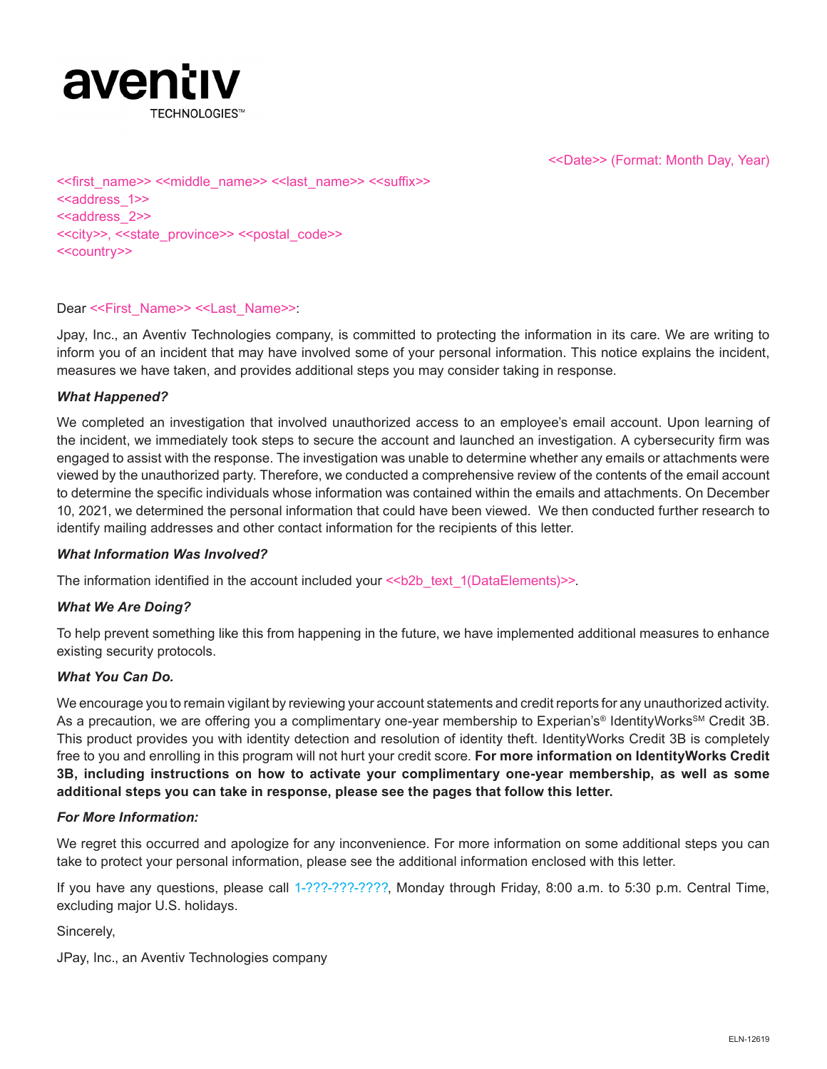aventiv
TECHNOLOGIES™

<<Date>> (Format: Month Day, Year)

<<first_name>> <<middle_name>> <<last_name>> <<suffix>>
<<address_1>>
<<address_2>>
<<city>>, <<state_province>> <<postal_code>>
<<country>>

Dear <<First_Name>> <<Last_Name>>:

Jpay, Inc., an Aventiv Technologies company, is committed to protecting the information in its care. We are writing to inform you of an incident that may have involved some of your personal information. This notice explains the incident, measures we have taken, and provides additional steps you may consider taking in response.

***What Happened?***

We completed an investigation that involved unauthorized access to an employee's email account. Upon learning of the incident, we immediately took steps to secure the account and launched an investigation. A cybersecurity firm was engaged to assist with the response. The investigation was unable to determine whether any emails or attachments were viewed by the unauthorized party. Therefore, we conducted a comprehensive review of the contents of the email account to determine the specific individuals whose information was contained within the emails and attachments. On December 10, 2021, we determined the personal information that could have been viewed. We then conducted further research to identify mailing addresses and other contact information for the recipients of this letter.

***What Information Was Involved?***

The information identified in the account included your <<b2b_text_1(DataElements)>>.

***What We Are Doing?***

To help prevent something like this from happening in the future, we have implemented additional measures to enhance existing security protocols.

***What You Can Do.***

We encourage you to remain vigilant by reviewing your account statements and credit reports for any unauthorized activity. As a precaution, we are offering you a complimentary one-year membership to Experian's® IdentityWorks℠ Credit 3B. This product provides you with identity detection and resolution of identity theft. IdentityWorks Credit 3B is completely free to you and enrolling in this program will not hurt your credit score. **For more information on IdentityWorks Credit 3B, including instructions on how to activate your complimentary one-year membership, as well as some additional steps you can take in response, please see the pages that follow this letter.**

***For More Information:***

We regret this occurred and apologize for any inconvenience. For more information on some additional steps you can take to protect your personal information, please see the additional information enclosed with this letter.

If you have any questions, please call 1-???-???-????, Monday through Friday, 8:00 a.m. to 5:30 p.m. Central Time, excluding major U.S. holidays.

Sincerely,

JPay, Inc., an Aventiv Technologies company

ELN-12619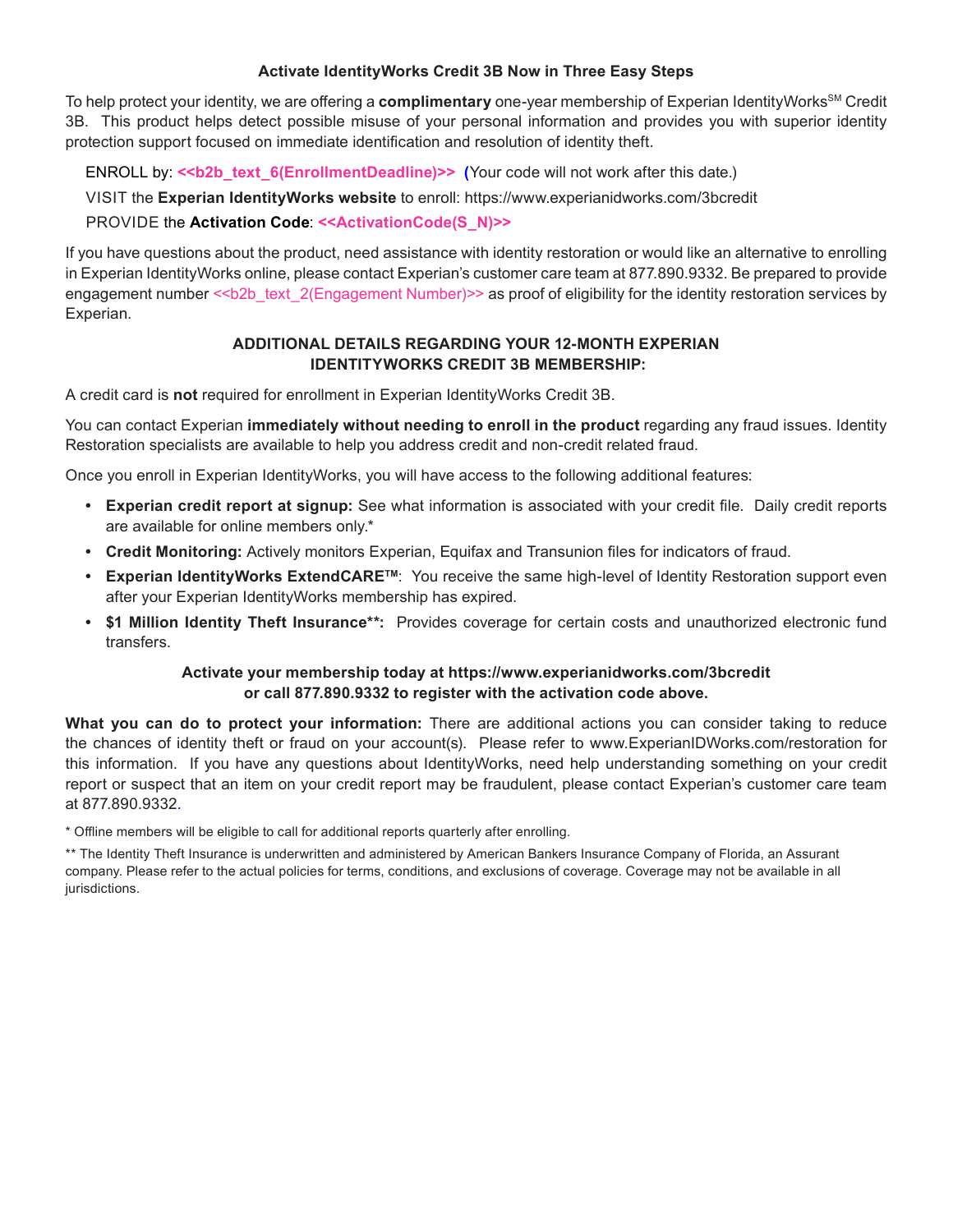**Activate IdentityWorks Credit 3B Now in Three Easy Steps**

To help protect your identity, we are offering a **complimentary** one-year membership of Experian IdentityWorks[SM] Credit 3B. This product helps detect possible misuse of your personal information and provides you with superior identity protection support focused on immediate identification and resolution of identity theft.

ENROLL by: **<<b2b_text_6(EnrollmentDeadline)>>** (Your code will not work after this date.)

VISIT the **Experian IdentityWorks website** to enroll: https://www.experianidworks.com/3bcredit

PROVIDE the **Activation Code**: **<<ActivationCode(S_N)>>**

If you have questions about the product, need assistance with identity restoration or would like an alternative to enrolling in Experian IdentityWorks online, please contact Experian's customer care team at 877.890.9332. Be prepared to provide engagement number <<b2b_text_2(Engagement Number)>> as proof of eligibility for the identity restoration services by Experian.

**ADDITIONAL DETAILS REGARDING YOUR 12-MONTH EXPERIAN IDENTITYWORKS CREDIT 3B MEMBERSHIP:**

A credit card is **not** required for enrollment in Experian IdentityWorks Credit 3B.

You can contact Experian **immediately without needing to enroll in the product** regarding any fraud issues. Identity Restoration specialists are available to help you address credit and non-credit related fraud.

Once you enroll in Experian IdentityWorks, you will have access to the following additional features:

- **Experian credit report at signup:** See what information is associated with your credit file. Daily credit reports are available for online members only.*
- **Credit Monitoring:** Actively monitors Experian, Equifax and Transunion files for indicators of fraud.
- **Experian IdentityWorks ExtendCARE[TM]**: You receive the same high-level of Identity Restoration support even after your Experian IdentityWorks membership has expired.
- **$1 Million Identity Theft Insurance**:** Provides coverage for certain costs and unauthorized electronic fund transfers.

**Activate your membership today at https://www.experianidworks.com/3bcredit or call 877.890.9332 to register with the activation code above.**

**What you can do to protect your information:** There are additional actions you can consider taking to reduce the chances of identity theft or fraud on your account(s). Please refer to www.ExperianIDWorks.com/restoration for this information. If you have any questions about IdentityWorks, need help understanding something on your credit report or suspect that an item on your credit report may be fraudulent, please contact Experian's customer care team at 877.890.9332.

* Offline members will be eligible to call for additional reports quarterly after enrolling.

** The Identity Theft Insurance is underwritten and administered by American Bankers Insurance Company of Florida, an Assurant company. Please refer to the actual policies for terms, conditions, and exclusions of coverage. Coverage may not be available in all jurisdictions.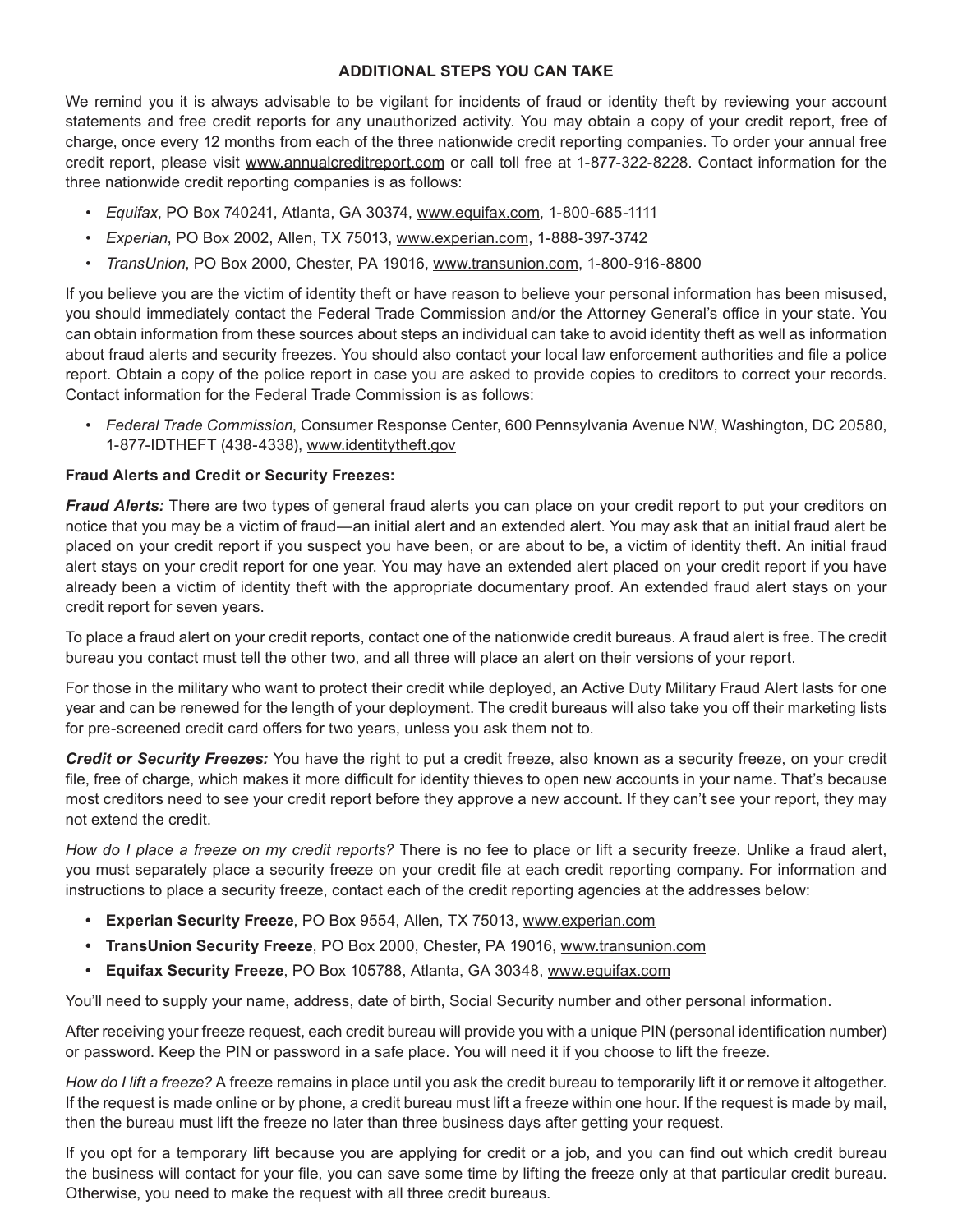## ADDITIONAL STEPS YOU CAN TAKE

We remind you it is always advisable to be vigilant for incidents of fraud or identity theft by reviewing your account statements and free credit reports for any unauthorized activity. You may obtain a copy of your credit report, free of charge, once every 12 months from each of the three nationwide credit reporting companies. To order your annual free credit report, please visit www.annualcreditreport.com or call toll free at 1-877-322-8228. Contact information for the three nationwide credit reporting companies is as follows:

- *Equifax*, PO Box 740241, Atlanta, GA 30374, www.equifax.com, 1-800-685-1111
- *Experian*, PO Box 2002, Allen, TX 75013, www.experian.com, 1-888-397-3742
- *TransUnion*, PO Box 2000, Chester, PA 19016, www.transunion.com, 1-800-916-8800

If you believe you are the victim of identity theft or have reason to believe your personal information has been misused, you should immediately contact the Federal Trade Commission and/or the Attorney General's office in your state. You can obtain information from these sources about steps an individual can take to avoid identity theft as well as information about fraud alerts and security freezes. You should also contact your local law enforcement authorities and file a police report. Obtain a copy of the police report in case you are asked to provide copies to creditors to correct your records. Contact information for the Federal Trade Commission is as follows:

- *Federal Trade Commission*, Consumer Response Center, 600 Pennsylvania Avenue NW, Washington, DC 20580, 1-877-IDTHEFT (438-4338), www.identitytheft.gov

**Fraud Alerts and Credit or Security Freezes:**

***Fraud Alerts:*** There are two types of general fraud alerts you can place on your credit report to put your creditors on notice that you may be a victim of fraud—an initial alert and an extended alert. You may ask that an initial fraud alert be placed on your credit report if you suspect you have been, or are about to be, a victim of identity theft. An initial fraud alert stays on your credit report for one year. You may have an extended alert placed on your credit report if you have already been a victim of identity theft with the appropriate documentary proof. An extended fraud alert stays on your credit report for seven years.

To place a fraud alert on your credit reports, contact one of the nationwide credit bureaus. A fraud alert is free. The credit bureau you contact must tell the other two, and all three will place an alert on their versions of your report.

For those in the military who want to protect their credit while deployed, an Active Duty Military Fraud Alert lasts for one year and can be renewed for the length of your deployment. The credit bureaus will also take you off their marketing lists for pre-screened credit card offers for two years, unless you ask them not to.

***Credit or Security Freezes:*** You have the right to put a credit freeze, also known as a security freeze, on your credit file, free of charge, which makes it more difficult for identity thieves to open new accounts in your name. That's because most creditors need to see your credit report before they approve a new account. If they can't see your report, they may not extend the credit.

*How do I place a freeze on my credit reports?* There is no fee to place or lift a security freeze. Unlike a fraud alert, you must separately place a security freeze on your credit file at each credit reporting company. For information and instructions to place a security freeze, contact each of the credit reporting agencies at the addresses below:

- **Experian Security Freeze**, PO Box 9554, Allen, TX 75013, www.experian.com
- **TransUnion Security Freeze**, PO Box 2000, Chester, PA 19016, www.transunion.com
- **Equifax Security Freeze**, PO Box 105788, Atlanta, GA 30348, www.equifax.com

You'll need to supply your name, address, date of birth, Social Security number and other personal information.

After receiving your freeze request, each credit bureau will provide you with a unique PIN (personal identification number) or password. Keep the PIN or password in a safe place. You will need it if you choose to lift the freeze.

*How do I lift a freeze?* A freeze remains in place until you ask the credit bureau to temporarily lift it or remove it altogether. If the request is made online or by phone, a credit bureau must lift a freeze within one hour. If the request is made by mail, then the bureau must lift the freeze no later than three business days after getting your request.

If you opt for a temporary lift because you are applying for credit or a job, and you can find out which credit bureau the business will contact for your file, you can save some time by lifting the freeze only at that particular credit bureau. Otherwise, you need to make the request with all three credit bureaus.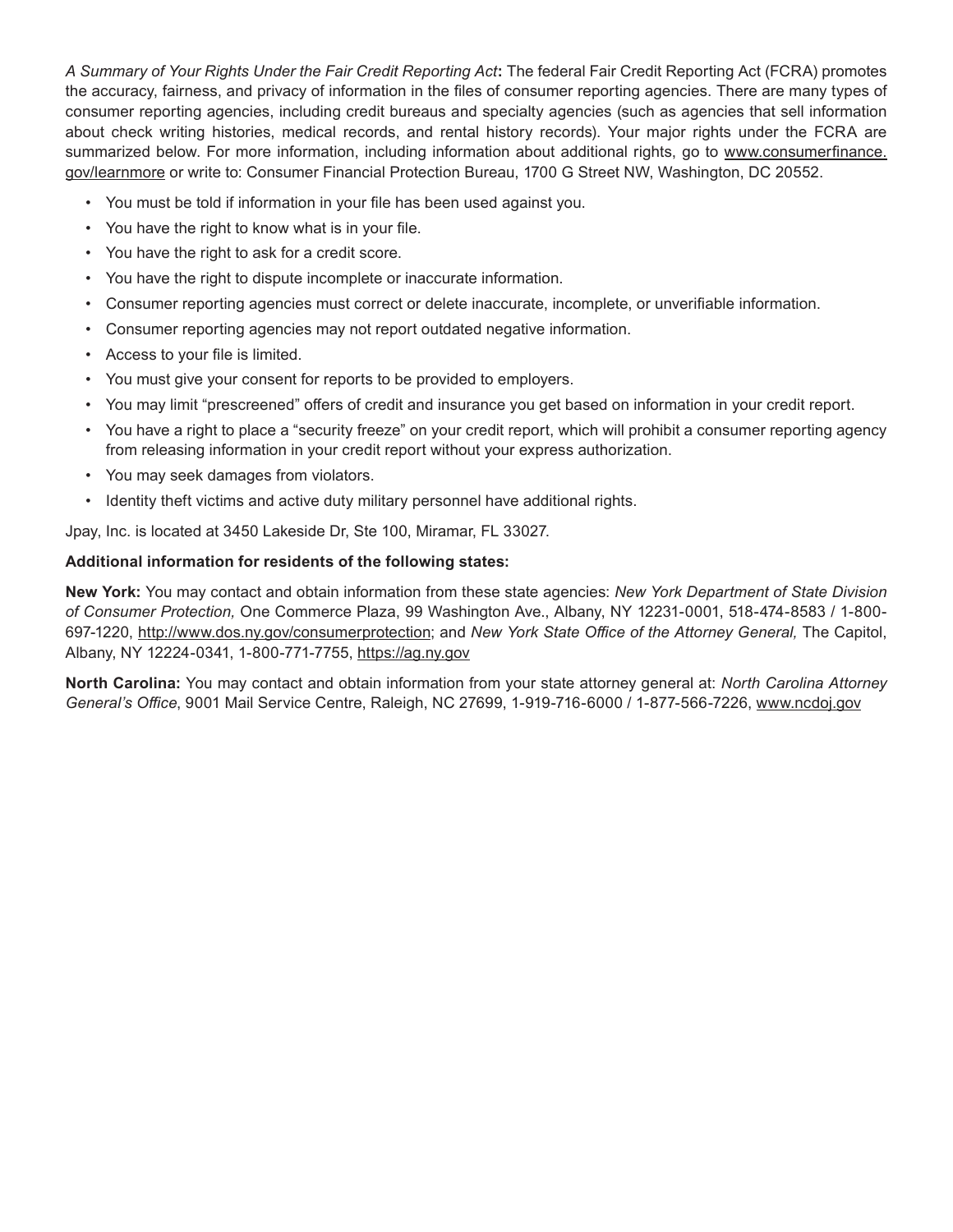*A Summary of Your Rights Under the Fair Credit Reporting Act***:** The federal Fair Credit Reporting Act (FCRA) promotes the accuracy, fairness, and privacy of information in the files of consumer reporting agencies. There are many types of consumer reporting agencies, including credit bureaus and specialty agencies (such as agencies that sell information about check writing histories, medical records, and rental history records). Your major rights under the FCRA are summarized below. For more information, including information about additional rights, go to www.consumerfinance.gov/learnmore or write to: Consumer Financial Protection Bureau, 1700 G Street NW, Washington, DC 20552.

- You must be told if information in your file has been used against you.
- You have the right to know what is in your file.
- You have the right to ask for a credit score.
- You have the right to dispute incomplete or inaccurate information.
- Consumer reporting agencies must correct or delete inaccurate, incomplete, or unverifiable information.
- Consumer reporting agencies may not report outdated negative information.
- Access to your file is limited.
- You must give your consent for reports to be provided to employers.
- You may limit "prescreened" offers of credit and insurance you get based on information in your credit report.
- You have a right to place a "security freeze" on your credit report, which will prohibit a consumer reporting agency from releasing information in your credit report without your express authorization.
- You may seek damages from violators.
- Identity theft victims and active duty military personnel have additional rights.

Jpay, Inc. is located at 3450 Lakeside Dr, Ste 100, Miramar, FL 33027.

**Additional information for residents of the following states:**

**New York:** You may contact and obtain information from these state agencies: *New York Department of State Division of Consumer Protection,* One Commerce Plaza, 99 Washington Ave., Albany, NY 12231-0001, 518-474-8583 / 1-800-697-1220, http://www.dos.ny.gov/consumerprotection; and *New York State Office of the Attorney General,* The Capitol, Albany, NY 12224-0341, 1-800-771-7755, https://ag.ny.gov

**North Carolina:** You may contact and obtain information from your state attorney general at: *North Carolina Attorney General's Office*, 9001 Mail Service Centre, Raleigh, NC 27699, 1-919-716-6000 / 1-877-566-7226, www.ncdoj.gov